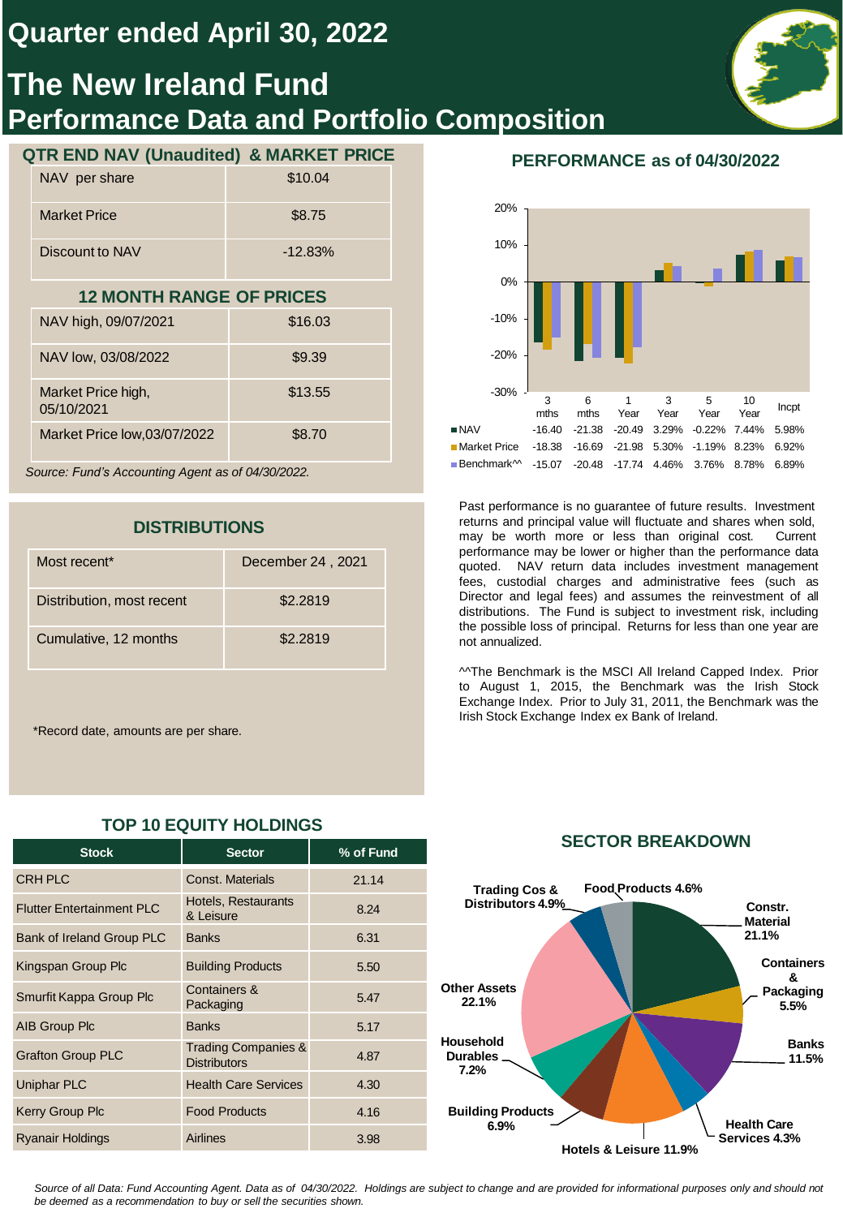# Quarter ended April 30, 2022

# The New Ireland Fund

## Performance Data and Portfolio Composition

### QTR END NAV (Unaudited) & MARKET PRICE

| | |
|---|---|
| NAV per share | $10.04 |
| Market Price | $8.75 |
| Discount to NAV | -12.83% |

### 12 MONTH RANGE OF PRICES

| | |
|---|---|
| NAV high, 09/07/2021 | $16.03 |
| NAV low, 03/08/2022 | $9.39 |
| Market Price high, 05/10/2021 | $13.55 |
| Market Price low,03/07/2022 | $8.70 |

*Source: Fund's Accounting Agent as of 04/30/2022.*

### PERFORMANCE as of 04/30/2022

| | 3 mths | 6 mths | 1 Year | 3 Year | 5 Year | 10 Year | Incpt |
|---|---|---|---|---|---|---|---|
| NAV | -16.40 | -21.38 | -20.49 | 3.29% | -0.22% | 7.44% | 5.98% |
| Market Price | -18.38 | -16.69 | -21.98 | 5.30% | -1.19% | 8.23% | 6.92% |
| Benchmark^^ | -15.07 | -20.48 | -17.74 | 4.46% | 3.76% | 8.78% | 6.89% |

Past performance is no guarantee of future results. Investment returns and principal value will fluctuate and shares when sold, may be worth more or less than original cost. Current performance may be lower or higher than the performance data quoted. NAV return data includes investment management fees, custodial charges and administrative fees (such as Director and legal fees) and assumes the reinvestment of all distributions. The Fund is subject to investment risk, including the possible loss of principal. Returns for less than one year are not annualized.

^^The Benchmark is the MSCI All Ireland Capped Index. Prior to August 1, 2015, the Benchmark was the Irish Stock Exchange Index. Prior to July 31, 2011, the Benchmark was the Irish Stock Exchange Index ex Bank of Ireland.

### DISTRIBUTIONS

| | |
|---|---|
| Most recent* | December 24 , 2021 |
| Distribution, most recent | $2.2819 |
| Cumulative, 12 months | $2.2819 |

*Record date, amounts are per share.

### TOP 10 EQUITY HOLDINGS

| Stock | Sector | % of Fund |
|---|---|---|
| CRH PLC | Const. Materials | 21.14 |
| Flutter Entertainment PLC | Hotels, Restaurants & Leisure | 8.24 |
| Bank of Ireland Group PLC | Banks | 6.31 |
| Kingspan Group Plc | Building Products | 5.50 |
| Smurfit Kappa Group Plc | Containers & Packaging | 5.47 |
| AIB Group Plc | Banks | 5.17 |
| Grafton Group PLC | Trading Companies & Distributors | 4.87 |
| Uniphar PLC | Health Care Services | 4.30 |
| Kerry Group Plc | Food Products | 4.16 |
| Ryanair Holdings | Airlines | 3.98 |

### SECTOR BREAKDOWN

| Sector | % |
|---|---|
| Constr. Material | 21.1% |
| Containers & Packaging | 5.5% |
| Banks | 11.5% |
| Health Care Services | 4.3% |
| Hotels & Leisure | 11.9% |
| Building Products | 6.9% |
| Household Durables | 7.2% |
| Other Assets | 22.1% |
| Trading Cos & Distributors | 4.9% |
| Food Products | 4.6% |

*Source of all Data: Fund Accounting Agent. Data as of 04/30/2022. Holdings are subject to change and are provided for informational purposes only and should not be deemed as a recommendation to buy or sell the securities shown.*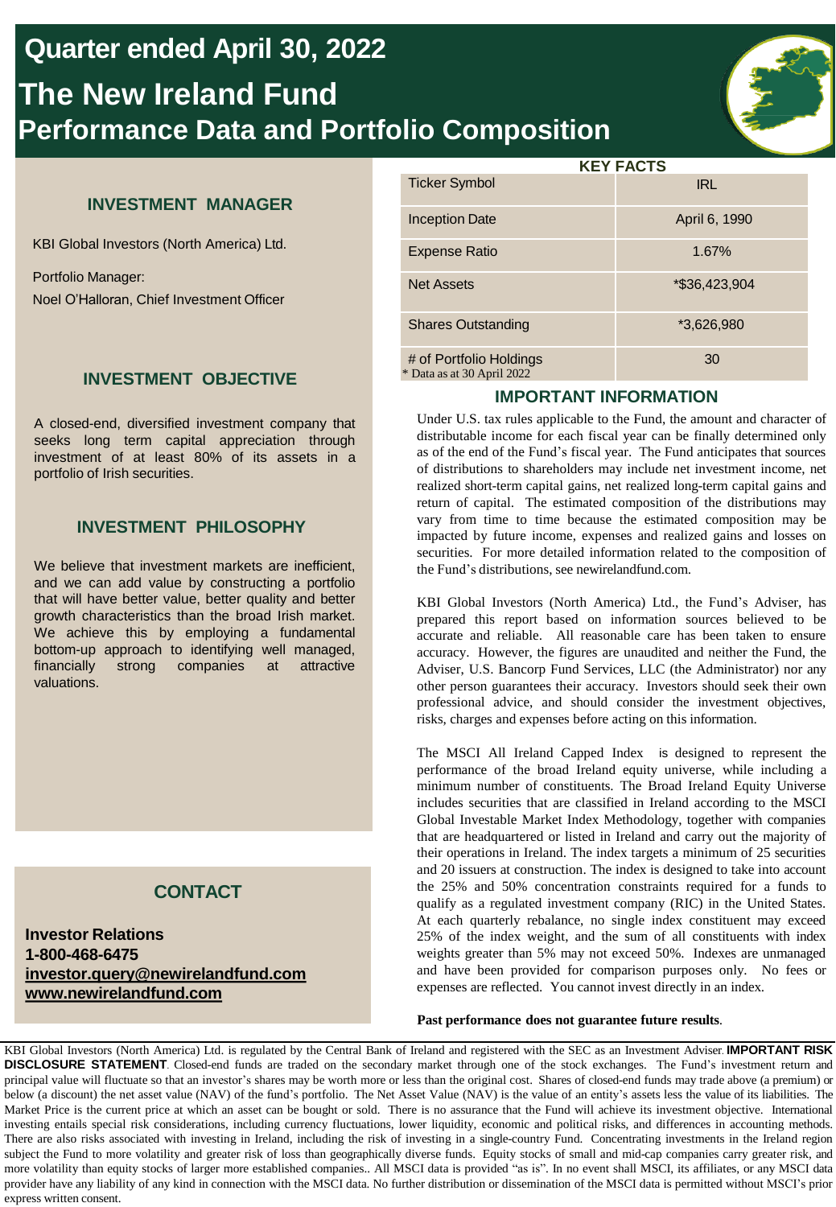# Quarter ended April 30, 2022

# The New Ireland Fund

## Performance Data and Portfolio Composition

## INVESTMENT MANAGER

KBI Global Investors (North America) Ltd.

Portfolio Manager:
Noel O'Halloran, Chief Investment Officer

## INVESTMENT OBJECTIVE

A closed-end, diversified investment company that seeks long term capital appreciation through investment of at least 80% of its assets in a portfolio of Irish securities.

## INVESTMENT PHILOSOPHY

We believe that investment markets are inefficient, and we can add value by constructing a portfolio that will have better value, better quality and better growth characteristics than the broad Irish market. We achieve this by employing a fundamental bottom-up approach to identifying well managed, financially strong companies at attractive valuations.

## CONTACT

**Investor Relations**
**1-800-468-6475**
**investor.query@newirelandfund.com**
**www.newirelandfund.com**

## KEY FACTS

| | |
|---|---|
| Ticker Symbol | IRL |
| Inception Date | April 6, 1990 |
| Expense Ratio | 1.67% |
| Net Assets | *$36,423,904 |
| Shares Outstanding | *3,626,980 |
| # of Portfolio Holdings | 30 |

* Data as at 30 April 2022

## IMPORTANT INFORMATION

Under U.S. tax rules applicable to the Fund, the amount and character of distributable income for each fiscal year can be finally determined only as of the end of the Fund's fiscal year. The Fund anticipates that sources of distributions to shareholders may include net investment income, net realized short-term capital gains, net realized long-term capital gains and return of capital. The estimated composition of the distributions may vary from time to time because the estimated composition may be impacted by future income, expenses and realized gains and losses on securities. For more detailed information related to the composition of the Fund's distributions, see newirelandfund.com.

KBI Global Investors (North America) Ltd., the Fund's Adviser, has prepared this report based on information sources believed to be accurate and reliable. All reasonable care has been taken to ensure accuracy. However, the figures are unaudited and neither the Fund, the Adviser, U.S. Bancorp Fund Services, LLC (the Administrator) nor any other person guarantees their accuracy. Investors should seek their own professional advice, and should consider the investment objectives, risks, charges and expenses before acting on this information.

The MSCI All Ireland Capped Index is designed to represent the performance of the broad Ireland equity universe, while including a minimum number of constituents. The Broad Ireland Equity Universe includes securities that are classified in Ireland according to the MSCI Global Investable Market Index Methodology, together with companies that are headquartered or listed in Ireland and carry out the majority of their operations in Ireland. The index targets a minimum of 25 securities and 20 issuers at construction. The index is designed to take into account the 25% and 50% concentration constraints required for a funds to qualify as a regulated investment company (RIC) in the United States. At each quarterly rebalance, no single index constituent may exceed 25% of the index weight, and the sum of all constituents with index weights greater than 5% may not exceed 50%. Indexes are unmanaged and have been provided for comparison purposes only. No fees or expenses are reflected. You cannot invest directly in an index.

**Past performance does not guarantee future results**.

KBI Global Investors (North America) Ltd. is regulated by the Central Bank of Ireland and registered with the SEC as an Investment Adviser. **IMPORTANT RISK DISCLOSURE STATEMENT**. Closed-end funds are traded on the secondary market through one of the stock exchanges. The Fund's investment return and principal value will fluctuate so that an investor's shares may be worth more or less than the original cost. Shares of closed-end funds may trade above (a premium) or below (a discount) the net asset value (NAV) of the fund's portfolio. The Net Asset Value (NAV) is the value of an entity's assets less the value of its liabilities. The Market Price is the current price at which an asset can be bought or sold. There is no assurance that the Fund will achieve its investment objective. International investing entails special risk considerations, including currency fluctuations, lower liquidity, economic and political risks, and differences in accounting methods. There are also risks associated with investing in Ireland, including the risk of investing in a single-country Fund. Concentrating investments in the Ireland region subject the Fund to more volatility and greater risk of loss than geographically diverse funds. Equity stocks of small and mid-cap companies carry greater risk, and more volatility than equity stocks of larger more established companies.. All MSCI data is provided "as is". In no event shall MSCI, its affiliates, or any MSCI data provider have any liability of any kind in connection with the MSCI data. No further distribution or dissemination of the MSCI data is permitted without MSCI's prior express written consent.